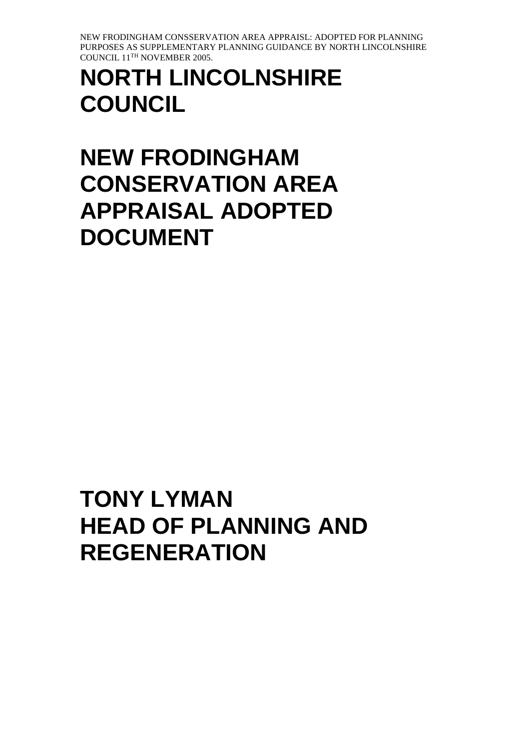NEW FRODINGHAM CONSSERVATION AREA APPRAISL: ADOPTED FOR PLANNING PURPOSES AS SUPPLEMENTARY PLANNING GUIDANCE BY NORTH LINCOLNSHIRE COUNCIL 11TH NOVEMBER 2005.

# NORTH LINCOLNSHIRE COUNCIL

# NEW FRODINGHAM CONSERVATION AREA APPRAISAL ADOPTED DOCUMENT

# TONY LYMAN
# HEAD OF PLANNING AND REGENERATION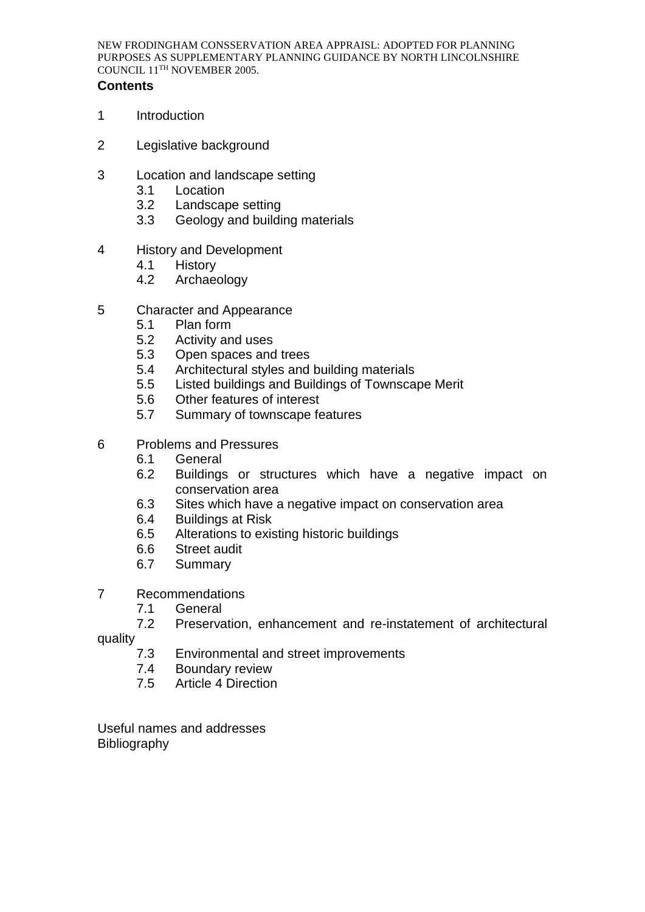**Contents**

1 Introduction

2 Legislative background

3 Location and landscape setting
- 3.1 Location
- 3.2 Landscape setting
- 3.3 Geology and building materials

4 History and Development
- 4.1 History
- 4.2 Archaeology

5 Character and Appearance
- 5.1 Plan form
- 5.2 Activity and uses
- 5.3 Open spaces and trees
- 5.4 Architectural styles and building materials
- 5.5 Listed buildings and Buildings of Townscape Merit
- 5.6 Other features of interest
- 5.7 Summary of townscape features

6 Problems and Pressures
- 6.1 General
- 6.2 Buildings or structures which have a negative impact on conservation area
- 6.3 Sites which have a negative impact on conservation area
- 6.4 Buildings at Risk
- 6.5 Alterations to existing historic buildings
- 6.6 Street audit
- 6.7 Summary

7 Recommendations
- 7.1 General
- 7.2 Preservation, enhancement and re-instatement of architectural quality
- 7.3 Environmental and street improvements
- 7.4 Boundary review
- 7.5 Article 4 Direction

Useful names and addresses
Bibliography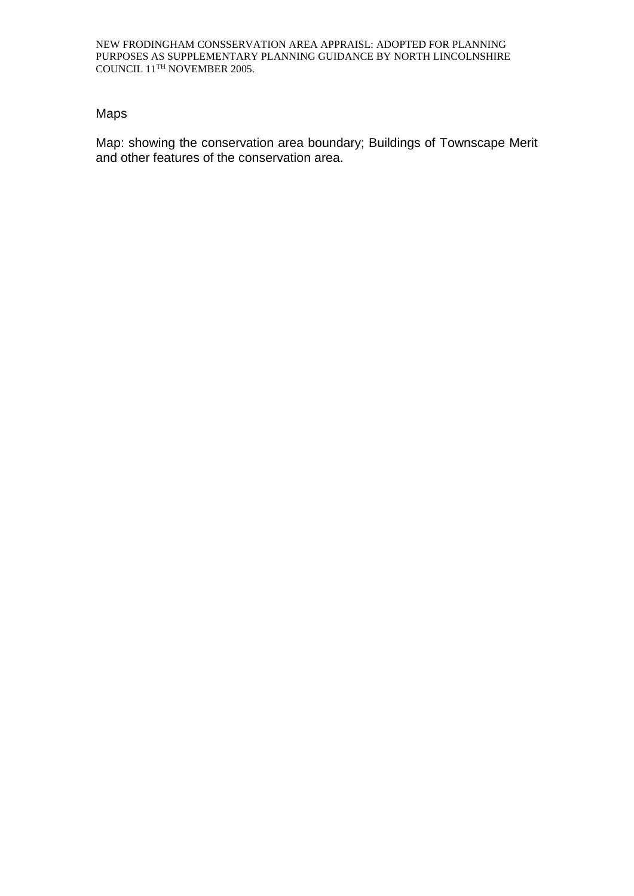## Maps

Map: showing the conservation area boundary; Buildings of Townscape Merit and other features of the conservation area.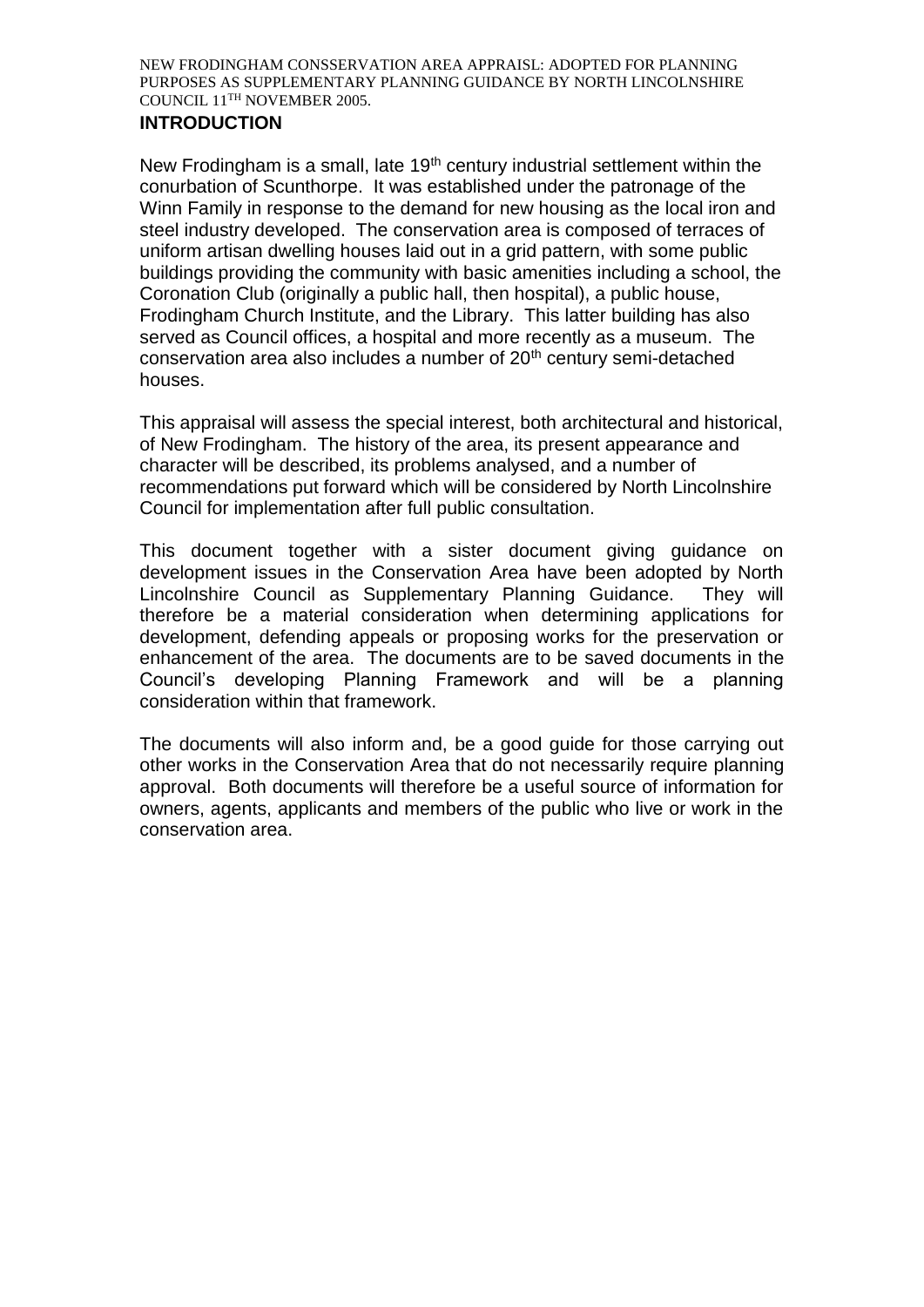## INTRODUCTION

New Frodingham is a small, late 19th century industrial settlement within the conurbation of Scunthorpe. It was established under the patronage of the Winn Family in response to the demand for new housing as the local iron and steel industry developed. The conservation area is composed of terraces of uniform artisan dwelling houses laid out in a grid pattern, with some public buildings providing the community with basic amenities including a school, the Coronation Club (originally a public hall, then hospital), a public house, Frodingham Church Institute, and the Library. This latter building has also served as Council offices, a hospital and more recently as a museum. The conservation area also includes a number of 20th century semi-detached houses.

This appraisal will assess the special interest, both architectural and historical, of New Frodingham. The history of the area, its present appearance and character will be described, its problems analysed, and a number of recommendations put forward which will be considered by North Lincolnshire Council for implementation after full public consultation.

This document together with a sister document giving guidance on development issues in the Conservation Area have been adopted by North Lincolnshire Council as Supplementary Planning Guidance. They will therefore be a material consideration when determining applications for development, defending appeals or proposing works for the preservation or enhancement of the area. The documents are to be saved documents in the Council's developing Planning Framework and will be a planning consideration within that framework.

The documents will also inform and, be a good guide for those carrying out other works in the Conservation Area that do not necessarily require planning approval. Both documents will therefore be a useful source of information for owners, agents, applicants and members of the public who live or work in the conservation area.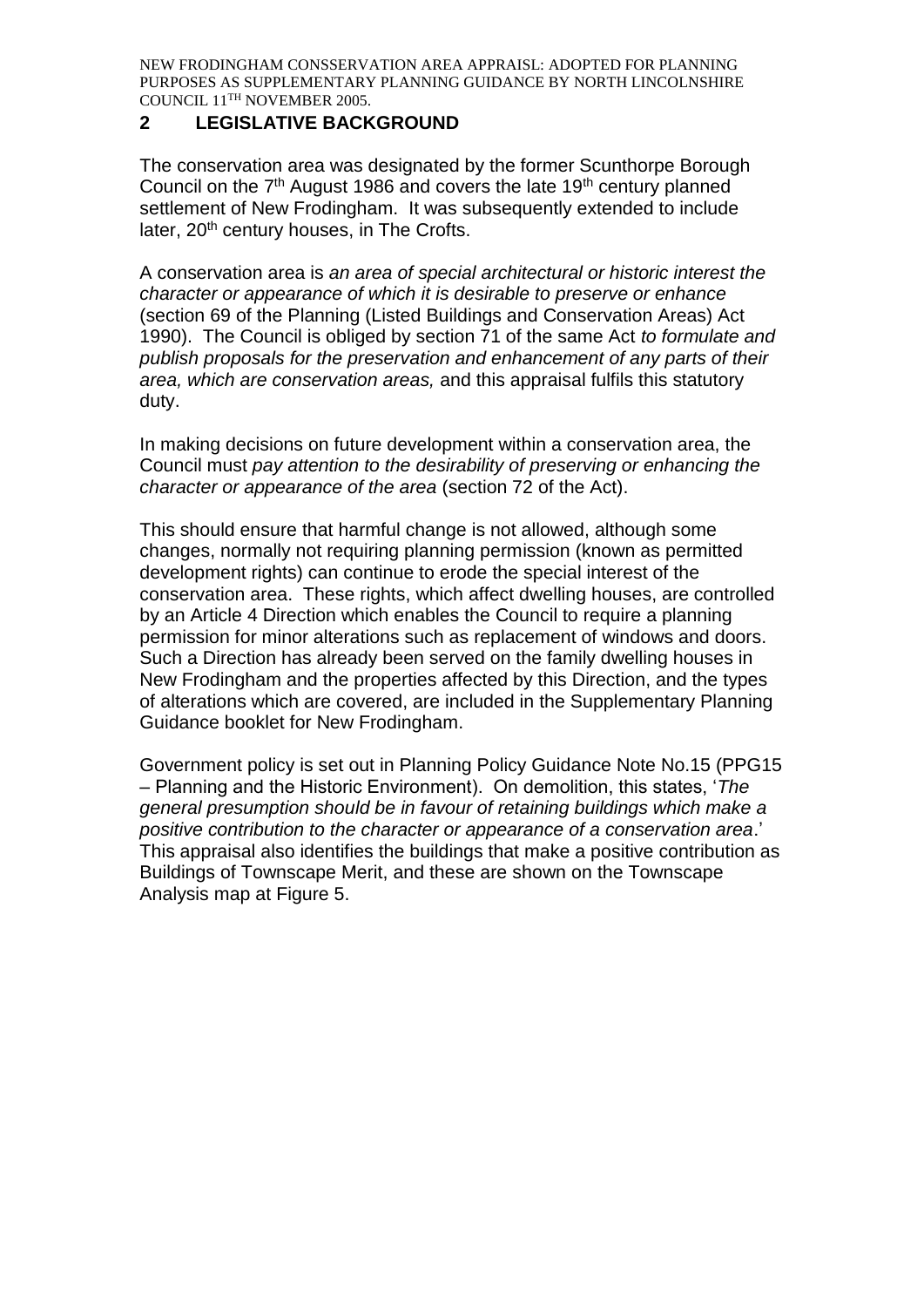## 2 LEGISLATIVE BACKGROUND

The conservation area was designated by the former Scunthorpe Borough Council on the 7th August 1986 and covers the late 19th century planned settlement of New Frodingham. It was subsequently extended to include later, 20th century houses, in The Crofts.

A conservation area is *an area of special architectural or historic interest the character or appearance of which it is desirable to preserve or enhance* (section 69 of the Planning (Listed Buildings and Conservation Areas) Act 1990). The Council is obliged by section 71 of the same Act *to formulate and publish proposals for the preservation and enhancement of any parts of their area, which are conservation areas,* and this appraisal fulfils this statutory duty.

In making decisions on future development within a conservation area, the Council must *pay attention to the desirability of preserving or enhancing the character or appearance of the area* (section 72 of the Act).

This should ensure that harmful change is not allowed, although some changes, normally not requiring planning permission (known as permitted development rights) can continue to erode the special interest of the conservation area. These rights, which affect dwelling houses, are controlled by an Article 4 Direction which enables the Council to require a planning permission for minor alterations such as replacement of windows and doors. Such a Direction has already been served on the family dwelling houses in New Frodingham and the properties affected by this Direction, and the types of alterations which are covered, are included in the Supplementary Planning Guidance booklet for New Frodingham.

Government policy is set out in Planning Policy Guidance Note No.15 (PPG15 – Planning and the Historic Environment). On demolition, this states, '*The general presumption should be in favour of retaining buildings which make a positive contribution to the character or appearance of a conservation area*.' This appraisal also identifies the buildings that make a positive contribution as Buildings of Townscape Merit, and these are shown on the Townscape Analysis map at Figure 5.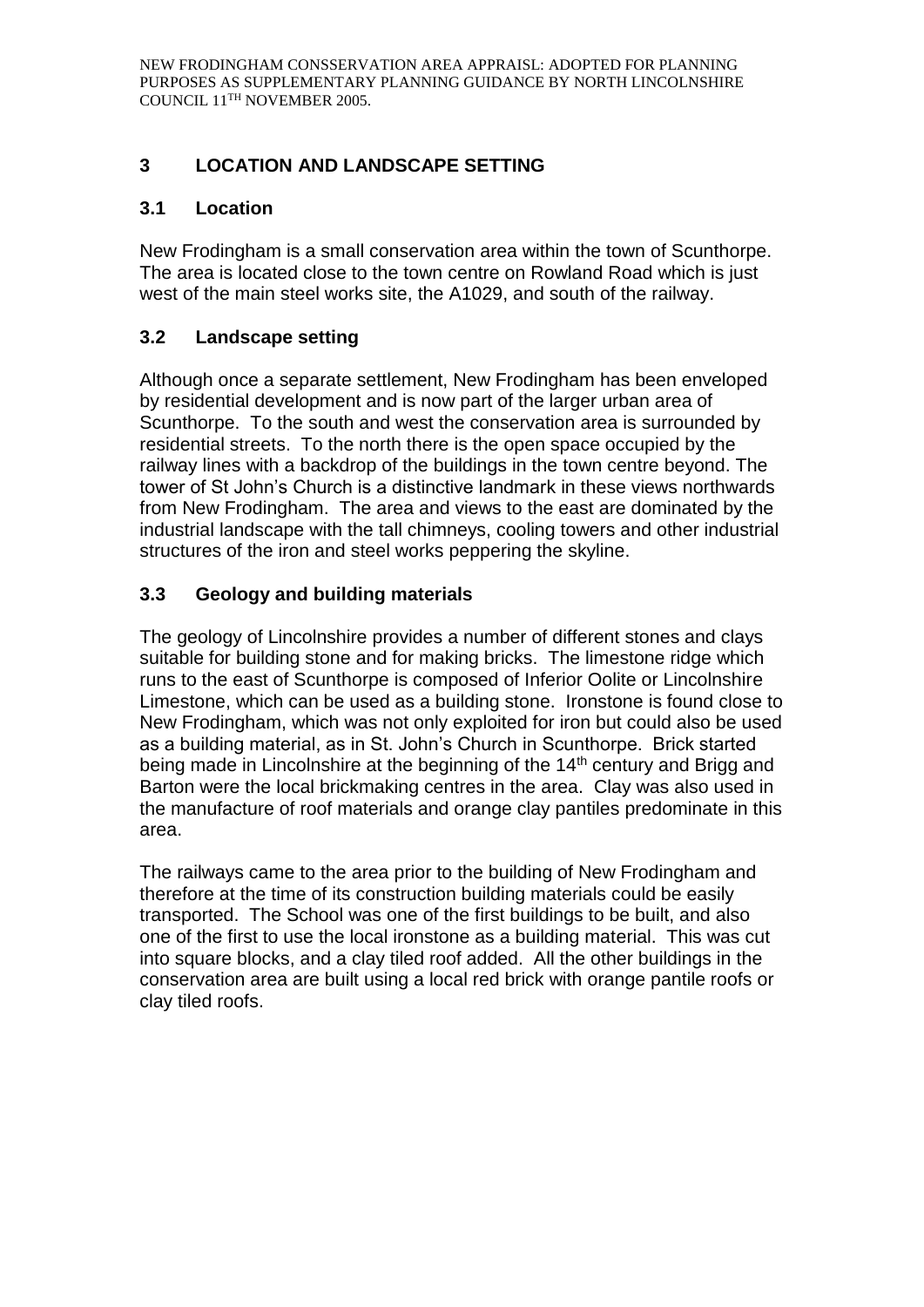## 3 LOCATION AND LANDSCAPE SETTING

### 3.1 Location

New Frodingham is a small conservation area within the town of Scunthorpe. The area is located close to the town centre on Rowland Road which is just west of the main steel works site, the A1029, and south of the railway.

### 3.2 Landscape setting

Although once a separate settlement, New Frodingham has been enveloped by residential development and is now part of the larger urban area of Scunthorpe. To the south and west the conservation area is surrounded by residential streets. To the north there is the open space occupied by the railway lines with a backdrop of the buildings in the town centre beyond. The tower of St John's Church is a distinctive landmark in these views northwards from New Frodingham. The area and views to the east are dominated by the industrial landscape with the tall chimneys, cooling towers and other industrial structures of the iron and steel works peppering the skyline.

### 3.3 Geology and building materials

The geology of Lincolnshire provides a number of different stones and clays suitable for building stone and for making bricks. The limestone ridge which runs to the east of Scunthorpe is composed of Inferior Oolite or Lincolnshire Limestone, which can be used as a building stone. Ironstone is found close to New Frodingham, which was not only exploited for iron but could also be used as a building material, as in St. John's Church in Scunthorpe. Brick started being made in Lincolnshire at the beginning of the 14th century and Brigg and Barton were the local brickmaking centres in the area. Clay was also used in the manufacture of roof materials and orange clay pantiles predominate in this area.

The railways came to the area prior to the building of New Frodingham and therefore at the time of its construction building materials could be easily transported. The School was one of the first buildings to be built, and also one of the first to use the local ironstone as a building material. This was cut into square blocks, and a clay tiled roof added. All the other buildings in the conservation area are built using a local red brick with orange pantile roofs or clay tiled roofs.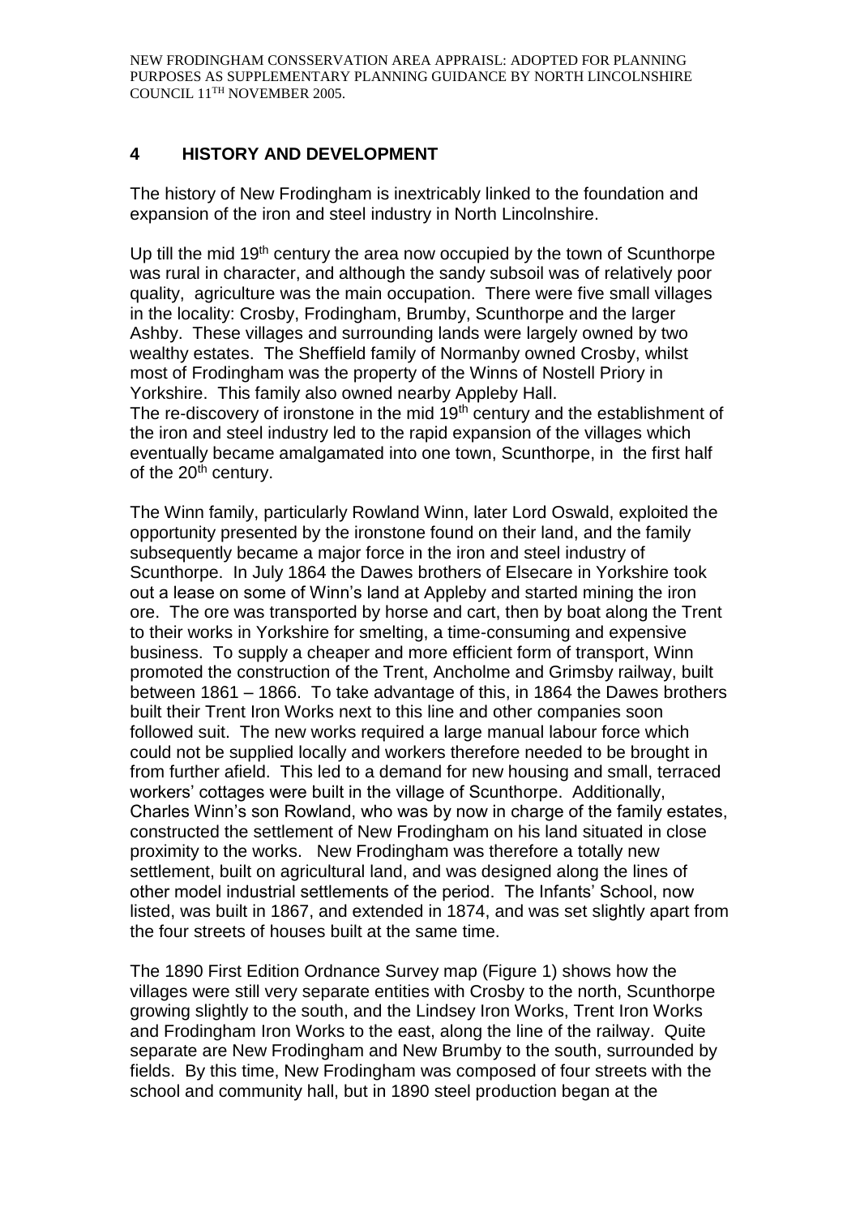## 4 HISTORY AND DEVELOPMENT

The history of New Frodingham is inextricably linked to the foundation and expansion of the iron and steel industry in North Lincolnshire.

Up till the mid 19th century the area now occupied by the town of Scunthorpe was rural in character, and although the sandy subsoil was of relatively poor quality, agriculture was the main occupation. There were five small villages in the locality: Crosby, Frodingham, Brumby, Scunthorpe and the larger Ashby. These villages and surrounding lands were largely owned by two wealthy estates. The Sheffield family of Normanby owned Crosby, whilst most of Frodingham was the property of the Winns of Nostell Priory in Yorkshire. This family also owned nearby Appleby Hall.
The re-discovery of ironstone in the mid 19th century and the establishment of the iron and steel industry led to the rapid expansion of the villages which eventually became amalgamated into one town, Scunthorpe, in the first half of the 20th century.

The Winn family, particularly Rowland Winn, later Lord Oswald, exploited the opportunity presented by the ironstone found on their land, and the family subsequently became a major force in the iron and steel industry of Scunthorpe. In July 1864 the Dawes brothers of Elsecare in Yorkshire took out a lease on some of Winn's land at Appleby and started mining the iron ore. The ore was transported by horse and cart, then by boat along the Trent to their works in Yorkshire for smelting, a time-consuming and expensive business. To supply a cheaper and more efficient form of transport, Winn promoted the construction of the Trent, Ancholme and Grimsby railway, built between 1861 – 1866. To take advantage of this, in 1864 the Dawes brothers built their Trent Iron Works next to this line and other companies soon followed suit. The new works required a large manual labour force which could not be supplied locally and workers therefore needed to be brought in from further afield. This led to a demand for new housing and small, terraced workers' cottages were built in the village of Scunthorpe. Additionally, Charles Winn's son Rowland, who was by now in charge of the family estates, constructed the settlement of New Frodingham on his land situated in close proximity to the works. New Frodingham was therefore a totally new settlement, built on agricultural land, and was designed along the lines of other model industrial settlements of the period. The Infants' School, now listed, was built in 1867, and extended in 1874, and was set slightly apart from the four streets of houses built at the same time.

The 1890 First Edition Ordnance Survey map (Figure 1) shows how the villages were still very separate entities with Crosby to the north, Scunthorpe growing slightly to the south, and the Lindsey Iron Works, Trent Iron Works and Frodingham Iron Works to the east, along the line of the railway. Quite separate are New Frodingham and New Brumby to the south, surrounded by fields. By this time, New Frodingham was composed of four streets with the school and community hall, but in 1890 steel production began at the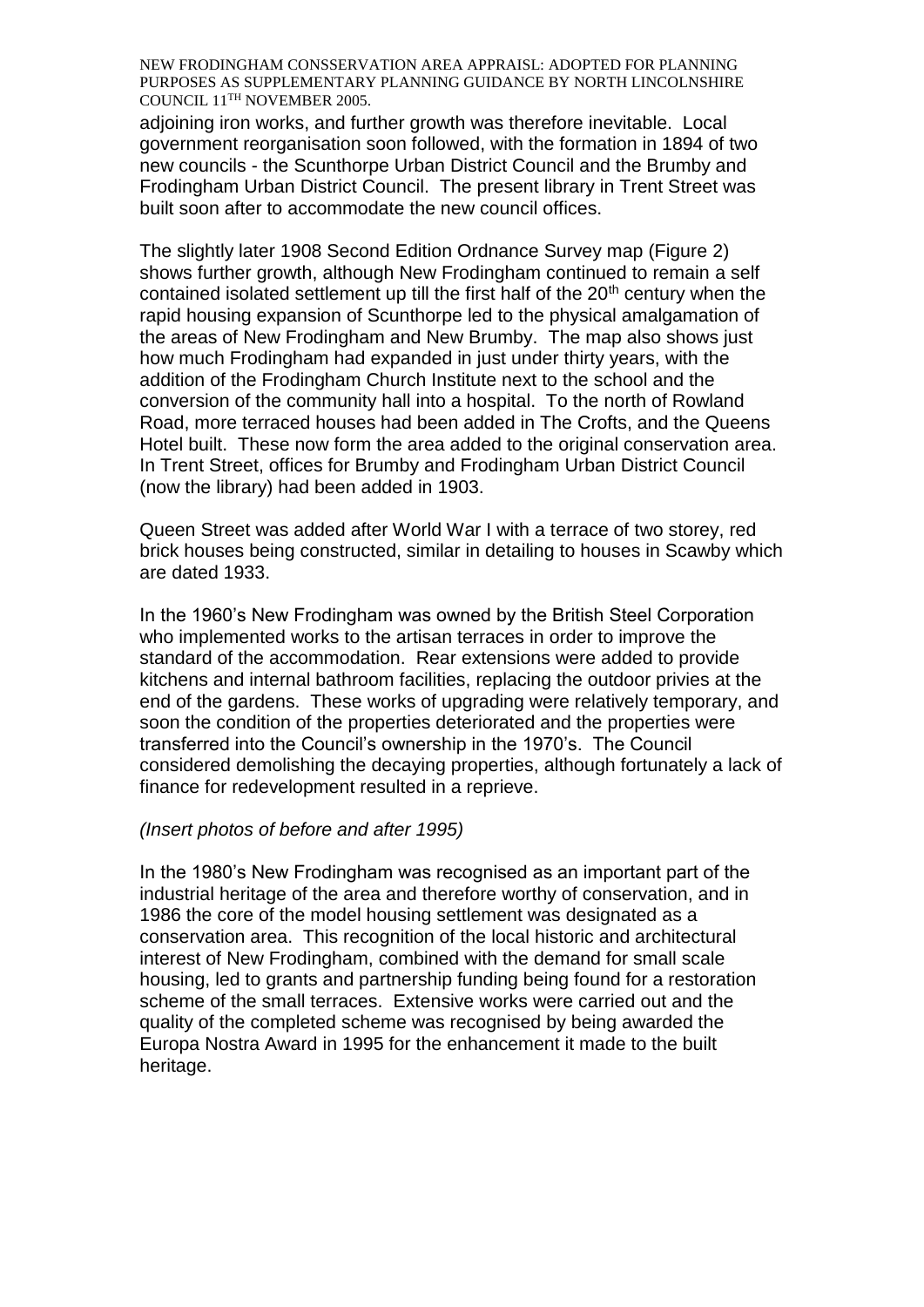adjoining iron works, and further growth was therefore inevitable. Local government reorganisation soon followed, with the formation in 1894 of two new councils - the Scunthorpe Urban District Council and the Brumby and Frodingham Urban District Council. The present library in Trent Street was built soon after to accommodate the new council offices.

The slightly later 1908 Second Edition Ordnance Survey map (Figure 2) shows further growth, although New Frodingham continued to remain a self contained isolated settlement up till the first half of the 20th century when the rapid housing expansion of Scunthorpe led to the physical amalgamation of the areas of New Frodingham and New Brumby. The map also shows just how much Frodingham had expanded in just under thirty years, with the addition of the Frodingham Church Institute next to the school and the conversion of the community hall into a hospital. To the north of Rowland Road, more terraced houses had been added in The Crofts, and the Queens Hotel built. These now form the area added to the original conservation area. In Trent Street, offices for Brumby and Frodingham Urban District Council (now the library) had been added in 1903.

Queen Street was added after World War I with a terrace of two storey, red brick houses being constructed, similar in detailing to houses in Scawby which are dated 1933.

In the 1960's New Frodingham was owned by the British Steel Corporation who implemented works to the artisan terraces in order to improve the standard of the accommodation. Rear extensions were added to provide kitchens and internal bathroom facilities, replacing the outdoor privies at the end of the gardens. These works of upgrading were relatively temporary, and soon the condition of the properties deteriorated and the properties were transferred into the Council's ownership in the 1970's. The Council considered demolishing the decaying properties, although fortunately a lack of finance for redevelopment resulted in a reprieve.

*(Insert photos of before and after 1995)*

In the 1980's New Frodingham was recognised as an important part of the industrial heritage of the area and therefore worthy of conservation, and in 1986 the core of the model housing settlement was designated as a conservation area. This recognition of the local historic and architectural interest of New Frodingham, combined with the demand for small scale housing, led to grants and partnership funding being found for a restoration scheme of the small terraces. Extensive works were carried out and the quality of the completed scheme was recognised by being awarded the Europa Nostra Award in 1995 for the enhancement it made to the built heritage.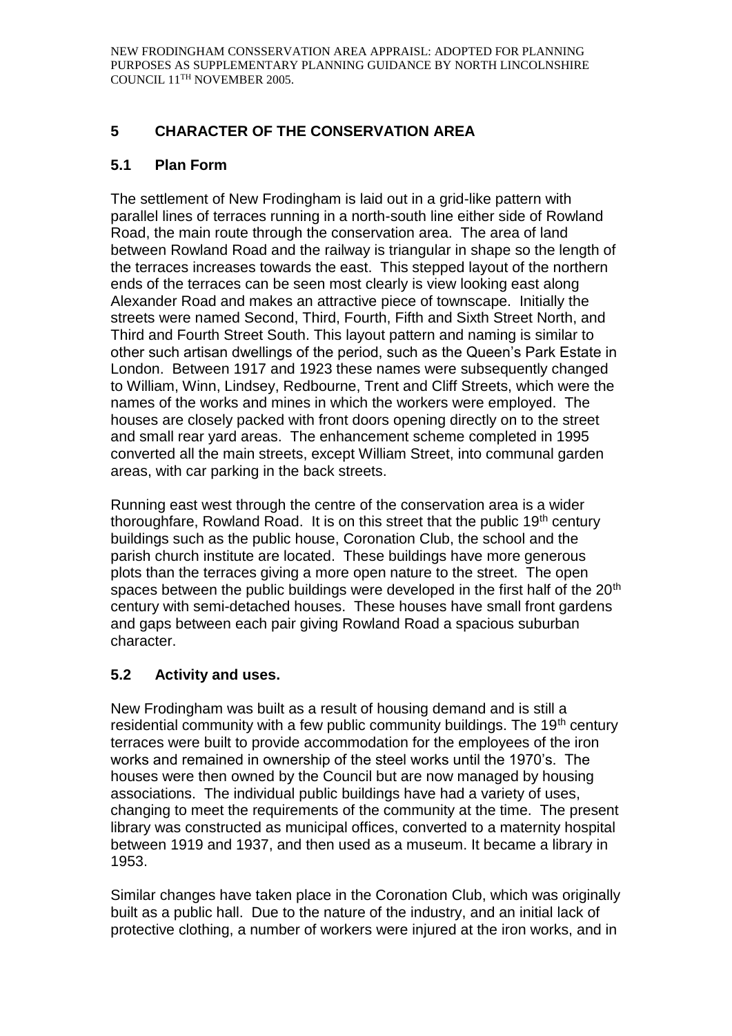## 5 CHARACTER OF THE CONSERVATION AREA

### 5.1 Plan Form

The settlement of New Frodingham is laid out in a grid-like pattern with parallel lines of terraces running in a north-south line either side of Rowland Road, the main route through the conservation area. The area of land between Rowland Road and the railway is triangular in shape so the length of the terraces increases towards the east. This stepped layout of the northern ends of the terraces can be seen most clearly is view looking east along Alexander Road and makes an attractive piece of townscape. Initially the streets were named Second, Third, Fourth, Fifth and Sixth Street North, and Third and Fourth Street South. This layout pattern and naming is similar to other such artisan dwellings of the period, such as the Queen's Park Estate in London. Between 1917 and 1923 these names were subsequently changed to William, Winn, Lindsey, Redbourne, Trent and Cliff Streets, which were the names of the works and mines in which the workers were employed. The houses are closely packed with front doors opening directly on to the street and small rear yard areas. The enhancement scheme completed in 1995 converted all the main streets, except William Street, into communal garden areas, with car parking in the back streets.

Running east west through the centre of the conservation area is a wider thoroughfare, Rowland Road. It is on this street that the public 19th century buildings such as the public house, Coronation Club, the school and the parish church institute are located. These buildings have more generous plots than the terraces giving a more open nature to the street. The open spaces between the public buildings were developed in the first half of the 20th century with semi-detached houses. These houses have small front gardens and gaps between each pair giving Rowland Road a spacious suburban character.

### 5.2 Activity and uses.

New Frodingham was built as a result of housing demand and is still a residential community with a few public community buildings. The 19th century terraces were built to provide accommodation for the employees of the iron works and remained in ownership of the steel works until the 1970's. The houses were then owned by the Council but are now managed by housing associations. The individual public buildings have had a variety of uses, changing to meet the requirements of the community at the time. The present library was constructed as municipal offices, converted to a maternity hospital between 1919 and 1937, and then used as a museum. It became a library in 1953.

Similar changes have taken place in the Coronation Club, which was originally built as a public hall. Due to the nature of the industry, and an initial lack of protective clothing, a number of workers were injured at the iron works, and in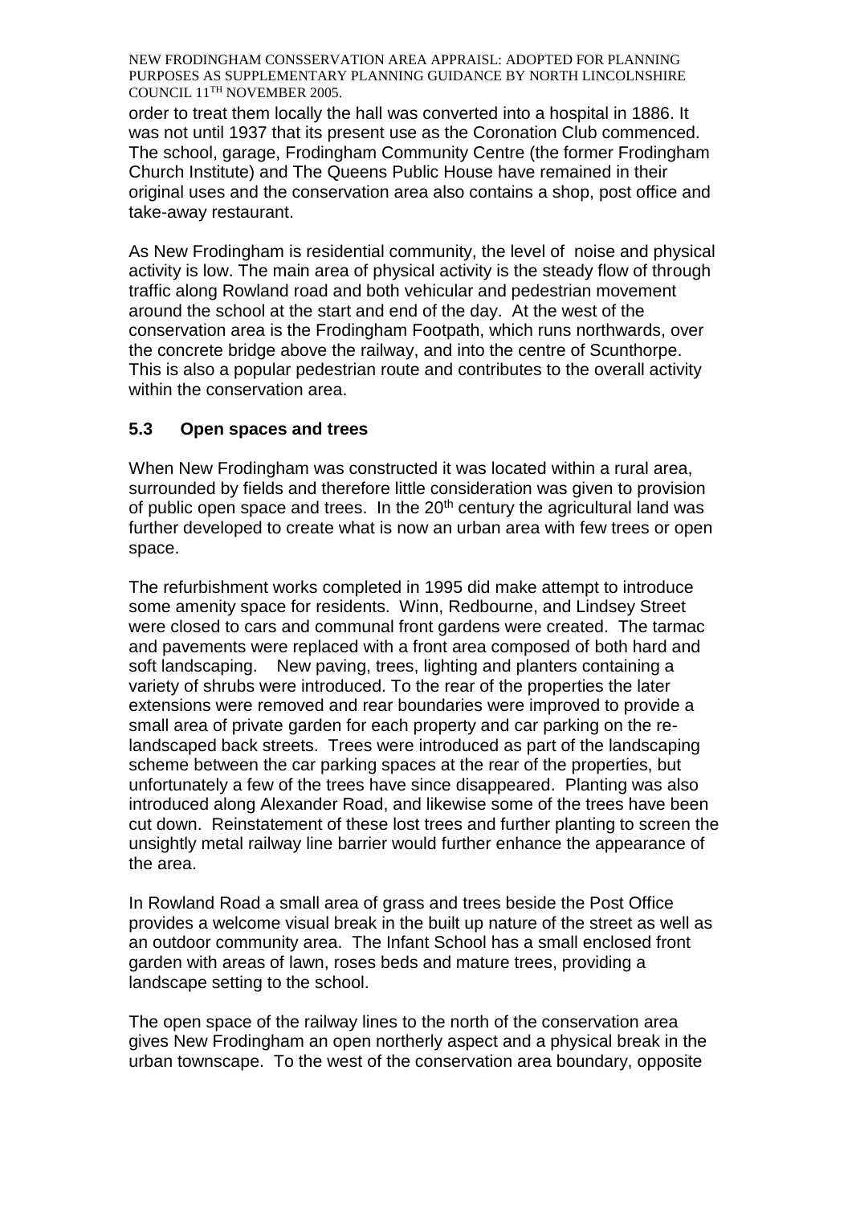order to treat them locally the hall was converted into a hospital in 1886. It was not until 1937 that its present use as the Coronation Club commenced. The school, garage, Frodingham Community Centre (the former Frodingham Church Institute) and The Queens Public House have remained in their original uses and the conservation area also contains a shop, post office and take-away restaurant.

As New Frodingham is residential community, the level of noise and physical activity is low. The main area of physical activity is the steady flow of through traffic along Rowland road and both vehicular and pedestrian movement around the school at the start and end of the day. At the west of the conservation area is the Frodingham Footpath, which runs northwards, over the concrete bridge above the railway, and into the centre of Scunthorpe. This is also a popular pedestrian route and contributes to the overall activity within the conservation area.

### 5.3 Open spaces and trees

When New Frodingham was constructed it was located within a rural area, surrounded by fields and therefore little consideration was given to provision of public open space and trees. In the 20th century the agricultural land was further developed to create what is now an urban area with few trees or open space.

The refurbishment works completed in 1995 did make attempt to introduce some amenity space for residents. Winn, Redbourne, and Lindsey Street were closed to cars and communal front gardens were created. The tarmac and pavements were replaced with a front area composed of both hard and soft landscaping. New paving, trees, lighting and planters containing a variety of shrubs were introduced. To the rear of the properties the later extensions were removed and rear boundaries were improved to provide a small area of private garden for each property and car parking on the re-landscaped back streets. Trees were introduced as part of the landscaping scheme between the car parking spaces at the rear of the properties, but unfortunately a few of the trees have since disappeared. Planting was also introduced along Alexander Road, and likewise some of the trees have been cut down. Reinstatement of these lost trees and further planting to screen the unsightly metal railway line barrier would further enhance the appearance of the area.

In Rowland Road a small area of grass and trees beside the Post Office provides a welcome visual break in the built up nature of the street as well as an outdoor community area. The Infant School has a small enclosed front garden with areas of lawn, roses beds and mature trees, providing a landscape setting to the school.

The open space of the railway lines to the north of the conservation area gives New Frodingham an open northerly aspect and a physical break in the urban townscape. To the west of the conservation area boundary, opposite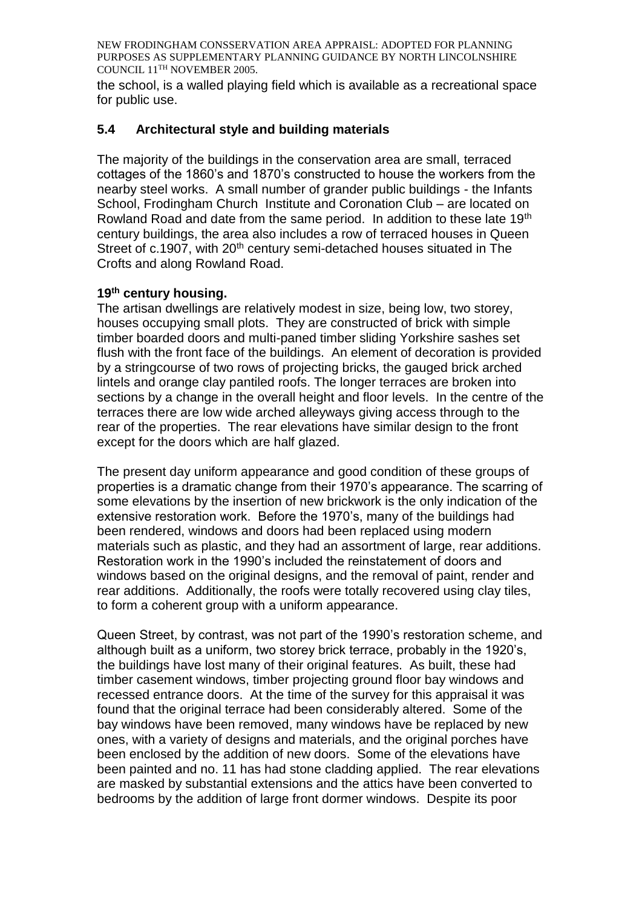the school, is a walled playing field which is available as a recreational space for public use.

## 5.4 Architectural style and building materials

The majority of the buildings in the conservation area are small, terraced cottages of the 1860's and 1870's constructed to house the workers from the nearby steel works. A small number of grander public buildings - the Infants School, Frodingham Church Institute and Coronation Club – are located on Rowland Road and date from the same period. In addition to these late 19th century buildings, the area also includes a row of terraced houses in Queen Street of c.1907, with 20th century semi-detached houses situated in The Crofts and along Rowland Road.

**19th century housing.**

The artisan dwellings are relatively modest in size, being low, two storey, houses occupying small plots. They are constructed of brick with simple timber boarded doors and multi-paned timber sliding Yorkshire sashes set flush with the front face of the buildings. An element of decoration is provided by a stringcourse of two rows of projecting bricks, the gauged brick arched lintels and orange clay pantiled roofs. The longer terraces are broken into sections by a change in the overall height and floor levels. In the centre of the terraces there are low wide arched alleyways giving access through to the rear of the properties. The rear elevations have similar design to the front except for the doors which are half glazed.

The present day uniform appearance and good condition of these groups of properties is a dramatic change from their 1970's appearance. The scarring of some elevations by the insertion of new brickwork is the only indication of the extensive restoration work. Before the 1970's, many of the buildings had been rendered, windows and doors had been replaced using modern materials such as plastic, and they had an assortment of large, rear additions. Restoration work in the 1990's included the reinstatement of doors and windows based on the original designs, and the removal of paint, render and rear additions. Additionally, the roofs were totally recovered using clay tiles, to form a coherent group with a uniform appearance.

Queen Street, by contrast, was not part of the 1990's restoration scheme, and although built as a uniform, two storey brick terrace, probably in the 1920's, the buildings have lost many of their original features. As built, these had timber casement windows, timber projecting ground floor bay windows and recessed entrance doors. At the time of the survey for this appraisal it was found that the original terrace had been considerably altered. Some of the bay windows have been removed, many windows have be replaced by new ones, with a variety of designs and materials, and the original porches have been enclosed by the addition of new doors. Some of the elevations have been painted and no. 11 has had stone cladding applied. The rear elevations are masked by substantial extensions and the attics have been converted to bedrooms by the addition of large front dormer windows. Despite its poor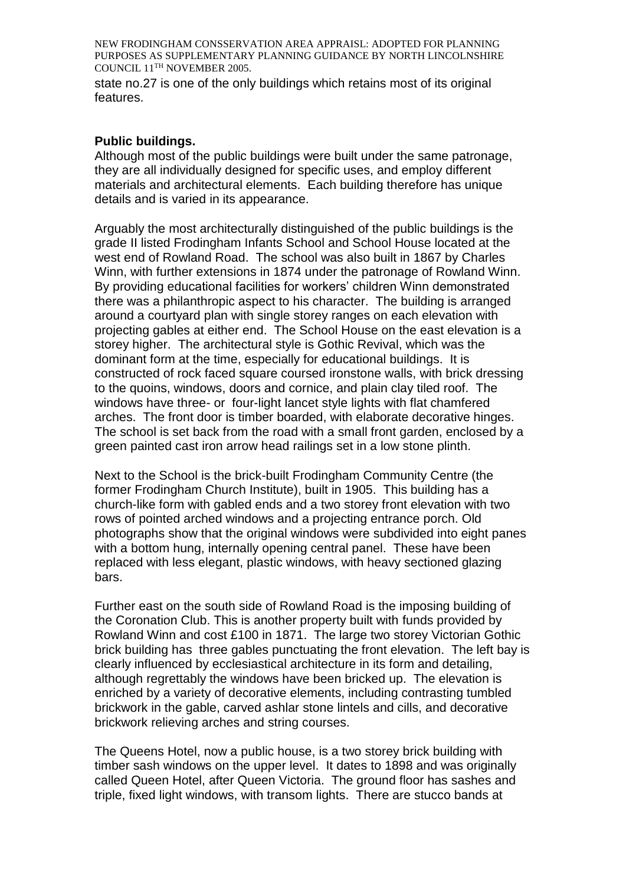state no.27 is one of the only buildings which retains most of its original features.

**Public buildings.**

Although most of the public buildings were built under the same patronage, they are all individually designed for specific uses, and employ different materials and architectural elements. Each building therefore has unique details and is varied in its appearance.

Arguably the most architecturally distinguished of the public buildings is the grade II listed Frodingham Infants School and School House located at the west end of Rowland Road. The school was also built in 1867 by Charles Winn, with further extensions in 1874 under the patronage of Rowland Winn. By providing educational facilities for workers' children Winn demonstrated there was a philanthropic aspect to his character. The building is arranged around a courtyard plan with single storey ranges on each elevation with projecting gables at either end. The School House on the east elevation is a storey higher. The architectural style is Gothic Revival, which was the dominant form at the time, especially for educational buildings. It is constructed of rock faced square coursed ironstone walls, with brick dressing to the quoins, windows, doors and cornice, and plain clay tiled roof. The windows have three- or four-light lancet style lights with flat chamfered arches. The front door is timber boarded, with elaborate decorative hinges. The school is set back from the road with a small front garden, enclosed by a green painted cast iron arrow head railings set in a low stone plinth.

Next to the School is the brick-built Frodingham Community Centre (the former Frodingham Church Institute), built in 1905. This building has a church-like form with gabled ends and a two storey front elevation with two rows of pointed arched windows and a projecting entrance porch. Old photographs show that the original windows were subdivided into eight panes with a bottom hung, internally opening central panel. These have been replaced with less elegant, plastic windows, with heavy sectioned glazing bars.

Further east on the south side of Rowland Road is the imposing building of the Coronation Club. This is another property built with funds provided by Rowland Winn and cost £100 in 1871. The large two storey Victorian Gothic brick building has three gables punctuating the front elevation. The left bay is clearly influenced by ecclesiastical architecture in its form and detailing, although regrettably the windows have been bricked up. The elevation is enriched by a variety of decorative elements, including contrasting tumbled brickwork in the gable, carved ashlar stone lintels and cills, and decorative brickwork relieving arches and string courses.

The Queens Hotel, now a public house, is a two storey brick building with timber sash windows on the upper level. It dates to 1898 and was originally called Queen Hotel, after Queen Victoria. The ground floor has sashes and triple, fixed light windows, with transom lights. There are stucco bands at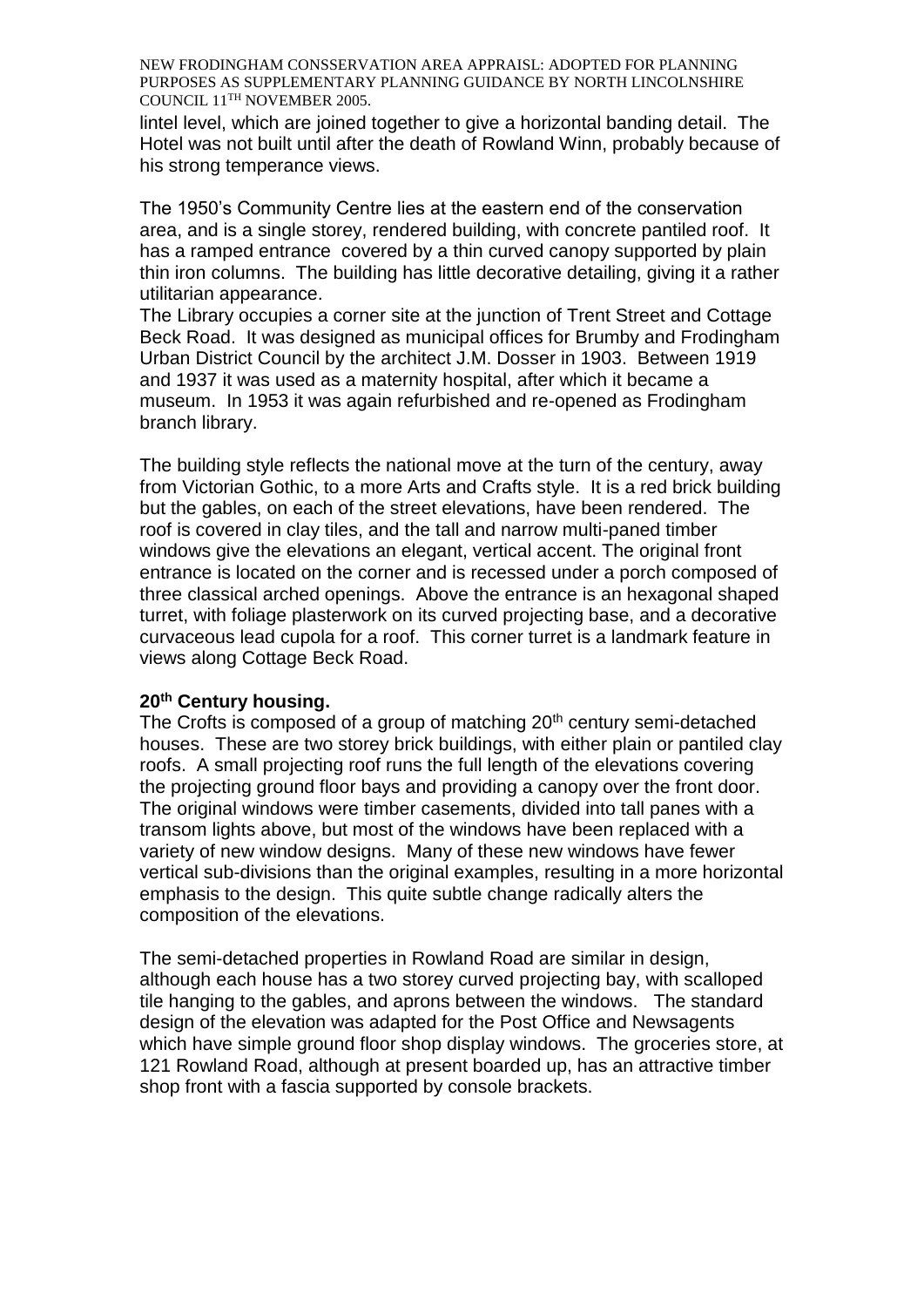lintel level, which are joined together to give a horizontal banding detail. The Hotel was not built until after the death of Rowland Winn, probably because of his strong temperance views.

The 1950's Community Centre lies at the eastern end of the conservation area, and is a single storey, rendered building, with concrete pantiled roof. It has a ramped entrance covered by a thin curved canopy supported by plain thin iron columns. The building has little decorative detailing, giving it a rather utilitarian appearance.

The Library occupies a corner site at the junction of Trent Street and Cottage Beck Road. It was designed as municipal offices for Brumby and Frodingham Urban District Council by the architect J.M. Dosser in 1903. Between 1919 and 1937 it was used as a maternity hospital, after which it became a museum. In 1953 it was again refurbished and re-opened as Frodingham branch library.

The building style reflects the national move at the turn of the century, away from Victorian Gothic, to a more Arts and Crafts style. It is a red brick building but the gables, on each of the street elevations, have been rendered. The roof is covered in clay tiles, and the tall and narrow multi-paned timber windows give the elevations an elegant, vertical accent. The original front entrance is located on the corner and is recessed under a porch composed of three classical arched openings. Above the entrance is an hexagonal shaped turret, with foliage plasterwork on its curved projecting base, and a decorative curvaceous lead cupola for a roof. This corner turret is a landmark feature in views along Cottage Beck Road.

**20th Century housing.**

The Crofts is composed of a group of matching 20th century semi-detached houses. These are two storey brick buildings, with either plain or pantiled clay roofs. A small projecting roof runs the full length of the elevations covering the projecting ground floor bays and providing a canopy over the front door. The original windows were timber casements, divided into tall panes with a transom lights above, but most of the windows have been replaced with a variety of new window designs. Many of these new windows have fewer vertical sub-divisions than the original examples, resulting in a more horizontal emphasis to the design. This quite subtle change radically alters the composition of the elevations.

The semi-detached properties in Rowland Road are similar in design, although each house has a two storey curved projecting bay, with scalloped tile hanging to the gables, and aprons between the windows. The standard design of the elevation was adapted for the Post Office and Newsagents which have simple ground floor shop display windows. The groceries store, at 121 Rowland Road, although at present boarded up, has an attractive timber shop front with a fascia supported by console brackets.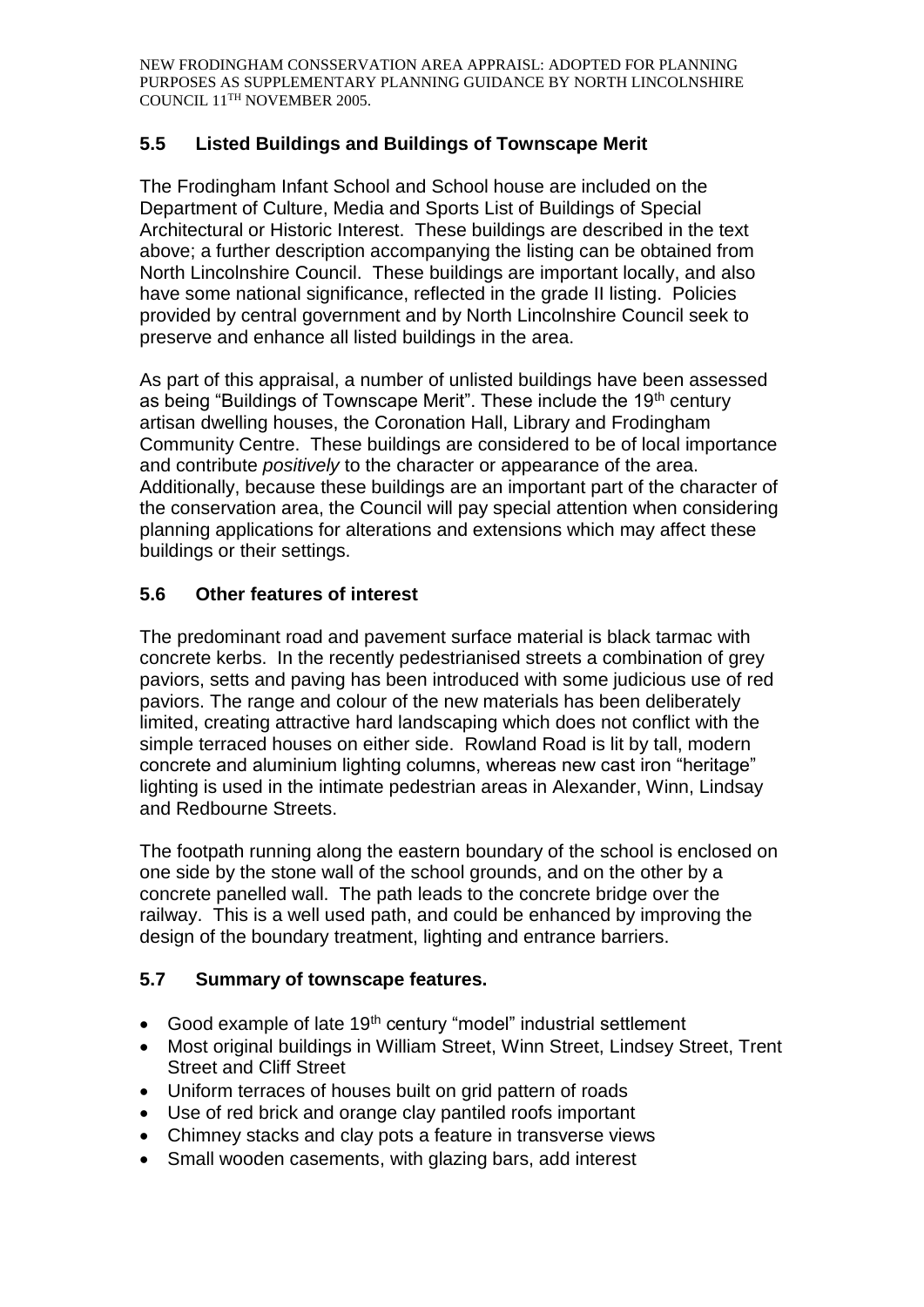## 5.5 Listed Buildings and Buildings of Townscape Merit

The Frodingham Infant School and School house are included on the Department of Culture, Media and Sports List of Buildings of Special Architectural or Historic Interest. These buildings are described in the text above; a further description accompanying the listing can be obtained from North Lincolnshire Council. These buildings are important locally, and also have some national significance, reflected in the grade II listing. Policies provided by central government and by North Lincolnshire Council seek to preserve and enhance all listed buildings in the area.

As part of this appraisal, a number of unlisted buildings have been assessed as being "Buildings of Townscape Merit". These include the 19th century artisan dwelling houses, the Coronation Hall, Library and Frodingham Community Centre. These buildings are considered to be of local importance and contribute *positively* to the character or appearance of the area. Additionally, because these buildings are an important part of the character of the conservation area, the Council will pay special attention when considering planning applications for alterations and extensions which may affect these buildings or their settings.

## 5.6 Other features of interest

The predominant road and pavement surface material is black tarmac with concrete kerbs. In the recently pedestrianised streets a combination of grey paviors, setts and paving has been introduced with some judicious use of red paviors. The range and colour of the new materials has been deliberately limited, creating attractive hard landscaping which does not conflict with the simple terraced houses on either side. Rowland Road is lit by tall, modern concrete and aluminium lighting columns, whereas new cast iron "heritage" lighting is used in the intimate pedestrian areas in Alexander, Winn, Lindsay and Redbourne Streets.

The footpath running along the eastern boundary of the school is enclosed on one side by the stone wall of the school grounds, and on the other by a concrete panelled wall. The path leads to the concrete bridge over the railway. This is a well used path, and could be enhanced by improving the design of the boundary treatment, lighting and entrance barriers.

## 5.7 Summary of townscape features.

- Good example of late 19th century "model" industrial settlement
- Most original buildings in William Street, Winn Street, Lindsey Street, Trent Street and Cliff Street
- Uniform terraces of houses built on grid pattern of roads
- Use of red brick and orange clay pantiled roofs important
- Chimney stacks and clay pots a feature in transverse views
- Small wooden casements, with glazing bars, add interest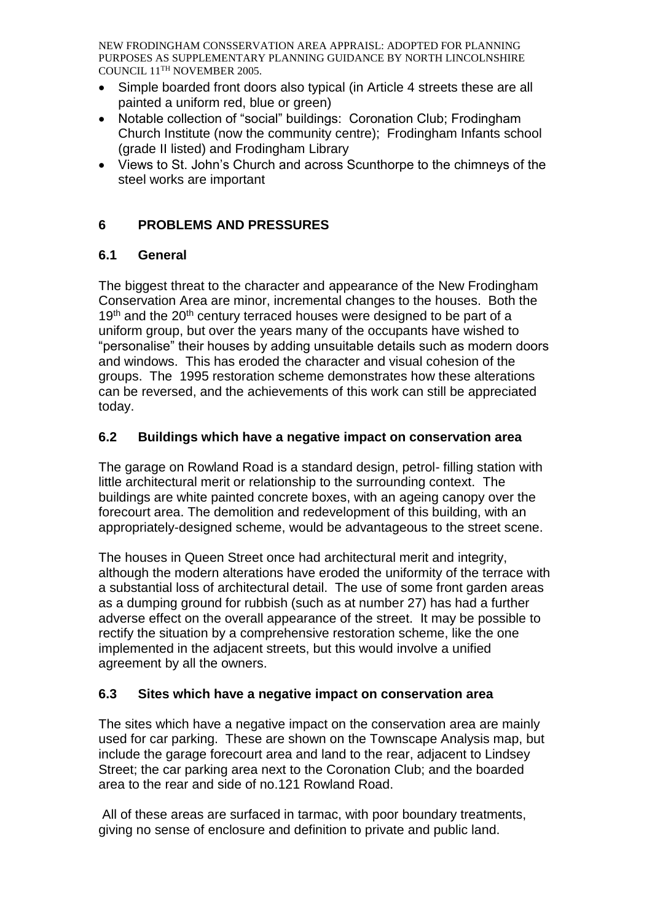- Simple boarded front doors also typical (in Article 4 streets these are all painted a uniform red, blue or green)
- Notable collection of "social" buildings: Coronation Club; Frodingham Church Institute (now the community centre); Frodingham Infants school (grade II listed) and Frodingham Library
- Views to St. John's Church and across Scunthorpe to the chimneys of the steel works are important

## 6 PROBLEMS AND PRESSURES

### 6.1 General

The biggest threat to the character and appearance of the New Frodingham Conservation Area are minor, incremental changes to the houses. Both the 19th and the 20th century terraced houses were designed to be part of a uniform group, but over the years many of the occupants have wished to "personalise" their houses by adding unsuitable details such as modern doors and windows. This has eroded the character and visual cohesion of the groups. The 1995 restoration scheme demonstrates how these alterations can be reversed, and the achievements of this work can still be appreciated today.

### 6.2 Buildings which have a negative impact on conservation area

The garage on Rowland Road is a standard design, petrol- filling station with little architectural merit or relationship to the surrounding context. The buildings are white painted concrete boxes, with an ageing canopy over the forecourt area. The demolition and redevelopment of this building, with an appropriately-designed scheme, would be advantageous to the street scene.

The houses in Queen Street once had architectural merit and integrity, although the modern alterations have eroded the uniformity of the terrace with a substantial loss of architectural detail. The use of some front garden areas as a dumping ground for rubbish (such as at number 27) has had a further adverse effect on the overall appearance of the street. It may be possible to rectify the situation by a comprehensive restoration scheme, like the one implemented in the adjacent streets, but this would involve a unified agreement by all the owners.

### 6.3 Sites which have a negative impact on conservation area

The sites which have a negative impact on the conservation area are mainly used for car parking. These are shown on the Townscape Analysis map, but include the garage forecourt area and land to the rear, adjacent to Lindsey Street; the car parking area next to the Coronation Club; and the boarded area to the rear and side of no.121 Rowland Road.

All of these areas are surfaced in tarmac, with poor boundary treatments, giving no sense of enclosure and definition to private and public land.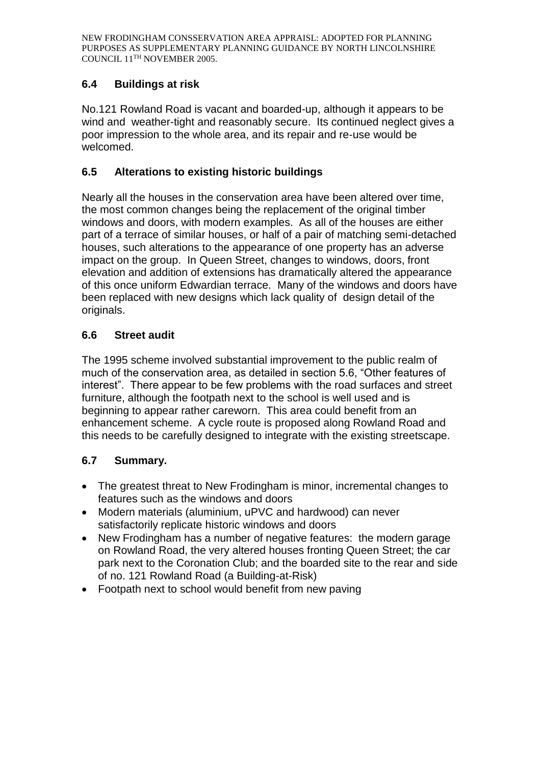## 6.4 Buildings at risk

No.121 Rowland Road is vacant and boarded-up, although it appears to be wind and weather-tight and reasonably secure. Its continued neglect gives a poor impression to the whole area, and its repair and re-use would be welcomed.

## 6.5 Alterations to existing historic buildings

Nearly all the houses in the conservation area have been altered over time, the most common changes being the replacement of the original timber windows and doors, with modern examples. As all of the houses are either part of a terrace of similar houses, or half of a pair of matching semi-detached houses, such alterations to the appearance of one property has an adverse impact on the group. In Queen Street, changes to windows, doors, front elevation and addition of extensions has dramatically altered the appearance of this once uniform Edwardian terrace. Many of the windows and doors have been replaced with new designs which lack quality of design detail of the originals.

## 6.6 Street audit

The 1995 scheme involved substantial improvement to the public realm of much of the conservation area, as detailed in section 5.6, "Other features of interest". There appear to be few problems with the road surfaces and street furniture, although the footpath next to the school is well used and is beginning to appear rather careworn. This area could benefit from an enhancement scheme. A cycle route is proposed along Rowland Road and this needs to be carefully designed to integrate with the existing streetscape.

## 6.7 Summary.

- The greatest threat to New Frodingham is minor, incremental changes to features such as the windows and doors
- Modern materials (aluminium, uPVC and hardwood) can never satisfactorily replicate historic windows and doors
- New Frodingham has a number of negative features: the modern garage on Rowland Road, the very altered houses fronting Queen Street; the car park next to the Coronation Club; and the boarded site to the rear and side of no. 121 Rowland Road (a Building-at-Risk)
- Footpath next to school would benefit from new paving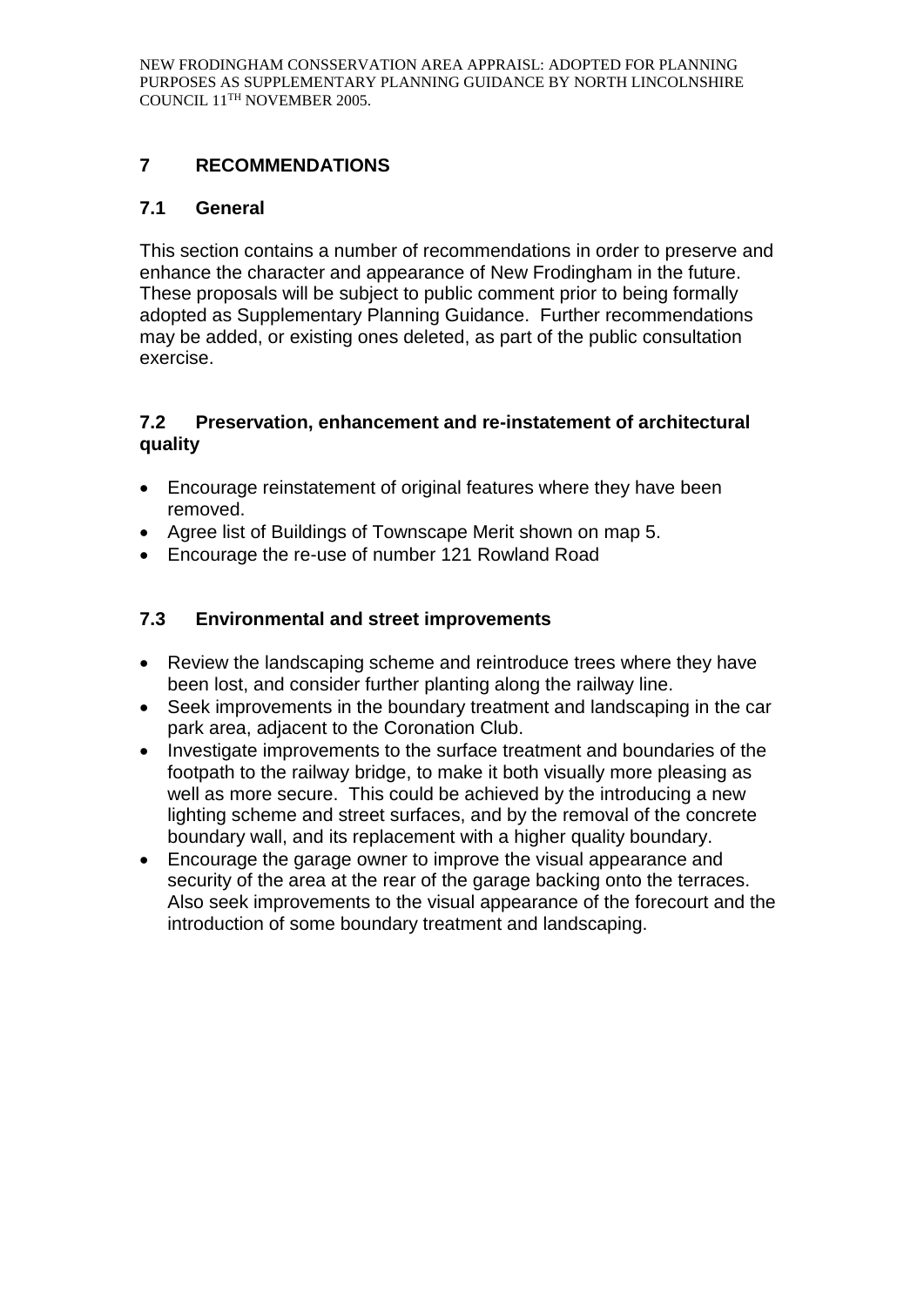# 7 RECOMMENDATIONS

## 7.1 General

This section contains a number of recommendations in order to preserve and enhance the character and appearance of New Frodingham in the future. These proposals will be subject to public comment prior to being formally adopted as Supplementary Planning Guidance. Further recommendations may be added, or existing ones deleted, as part of the public consultation exercise.

## 7.2 Preservation, enhancement and re-instatement of architectural quality

- Encourage reinstatement of original features where they have been removed.
- Agree list of Buildings of Townscape Merit shown on map 5.
- Encourage the re-use of number 121 Rowland Road

## 7.3 Environmental and street improvements

- Review the landscaping scheme and reintroduce trees where they have been lost, and consider further planting along the railway line.
- Seek improvements in the boundary treatment and landscaping in the car park area, adjacent to the Coronation Club.
- Investigate improvements to the surface treatment and boundaries of the footpath to the railway bridge, to make it both visually more pleasing as well as more secure. This could be achieved by the introducing a new lighting scheme and street surfaces, and by the removal of the concrete boundary wall, and its replacement with a higher quality boundary.
- Encourage the garage owner to improve the visual appearance and security of the area at the rear of the garage backing onto the terraces. Also seek improvements to the visual appearance of the forecourt and the introduction of some boundary treatment and landscaping.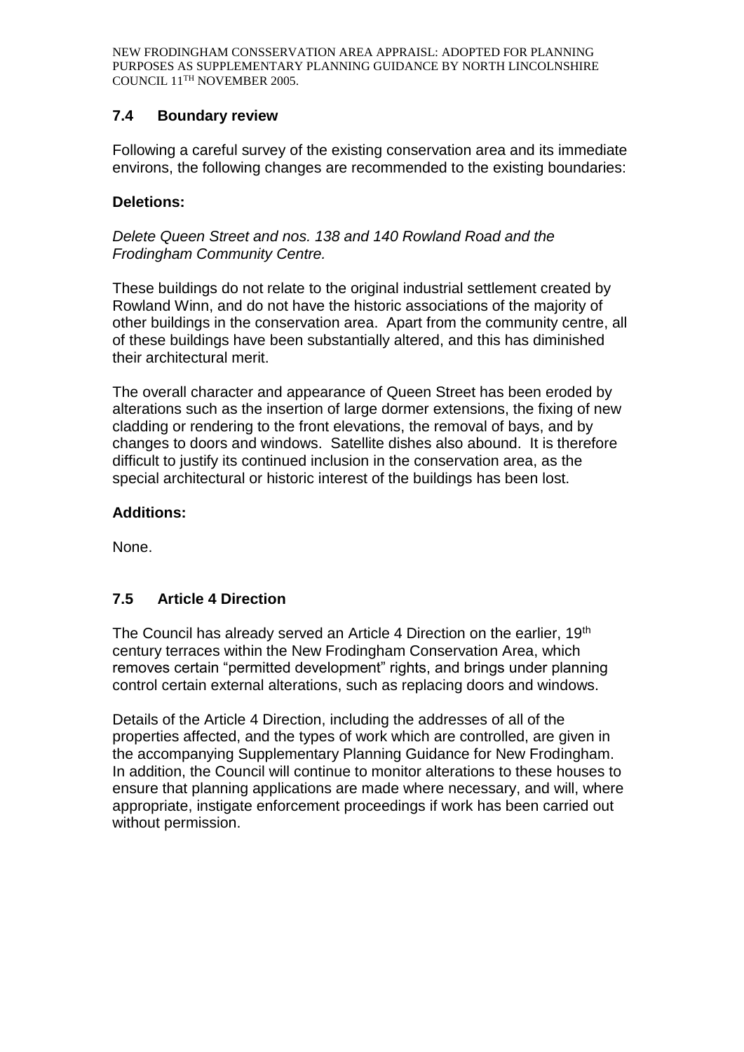## 7.4 Boundary review

Following a careful survey of the existing conservation area and its immediate environs, the following changes are recommended to the existing boundaries:

**Deletions:**

*Delete Queen Street and nos. 138 and 140 Rowland Road and the Frodingham Community Centre.*

These buildings do not relate to the original industrial settlement created by Rowland Winn, and do not have the historic associations of the majority of other buildings in the conservation area. Apart from the community centre, all of these buildings have been substantially altered, and this has diminished their architectural merit.

The overall character and appearance of Queen Street has been eroded by alterations such as the insertion of large dormer extensions, the fixing of new cladding or rendering to the front elevations, the removal of bays, and by changes to doors and windows. Satellite dishes also abound. It is therefore difficult to justify its continued inclusion in the conservation area, as the special architectural or historic interest of the buildings has been lost.

**Additions:**

None.

## 7.5 Article 4 Direction

The Council has already served an Article 4 Direction on the earlier, 19th century terraces within the New Frodingham Conservation Area, which removes certain "permitted development" rights, and brings under planning control certain external alterations, such as replacing doors and windows.

Details of the Article 4 Direction, including the addresses of all of the properties affected, and the types of work which are controlled, are given in the accompanying Supplementary Planning Guidance for New Frodingham. In addition, the Council will continue to monitor alterations to these houses to ensure that planning applications are made where necessary, and will, where appropriate, instigate enforcement proceedings if work has been carried out without permission.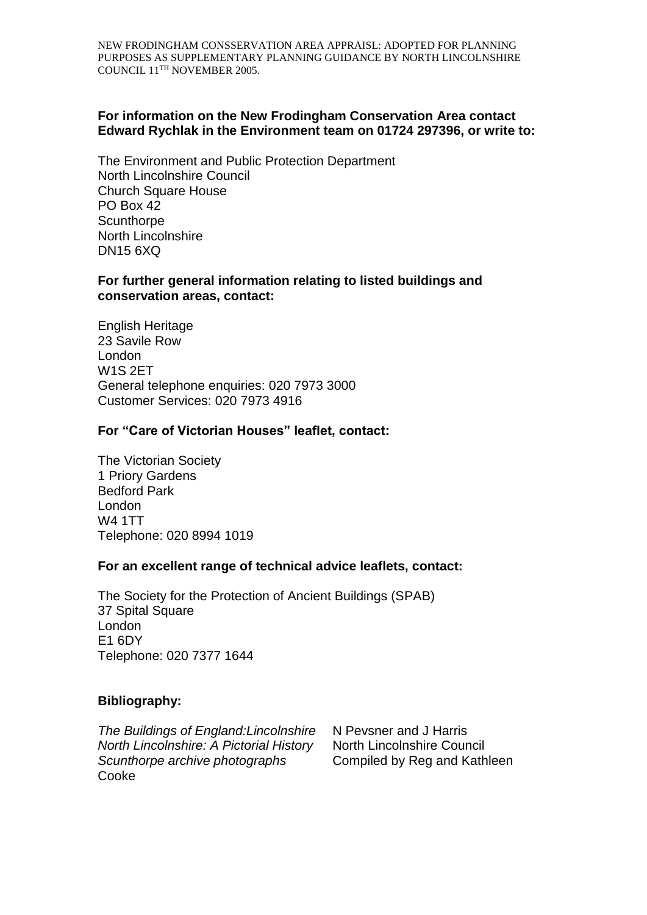**For information on the New Frodingham Conservation Area contact Edward Rychlak in the Environment team on 01724 297396, or write to:**

The Environment and Public Protection Department
North Lincolnshire Council
Church Square House
PO Box 42
Scunthorpe
North Lincolnshire
DN15 6XQ

**For further general information relating to listed buildings and conservation areas, contact:**

English Heritage
23 Savile Row
London
W1S 2ET
General telephone enquiries: 020 7973 3000
Customer Services: 020 7973 4916

**For "Care of Victorian Houses" leaflet, contact:**

The Victorian Society
1 Priory Gardens
Bedford Park
London
W4 1TT
Telephone: 020 8994 1019

**For an excellent range of technical advice leaflets, contact:**

The Society for the Protection of Ancient Buildings (SPAB)
37 Spital Square
London
E1 6DY
Telephone: 020 7377 1644

**Bibliography:**

| | |
|---|---|
| *The Buildings of England:Lincolnshire* | N Pevsner and J Harris |
| *North Lincolnshire: A Pictorial History* | North Lincolnshire Council |
| *Scunthorpe archive photographs* | Compiled by Reg and Kathleen Cooke |